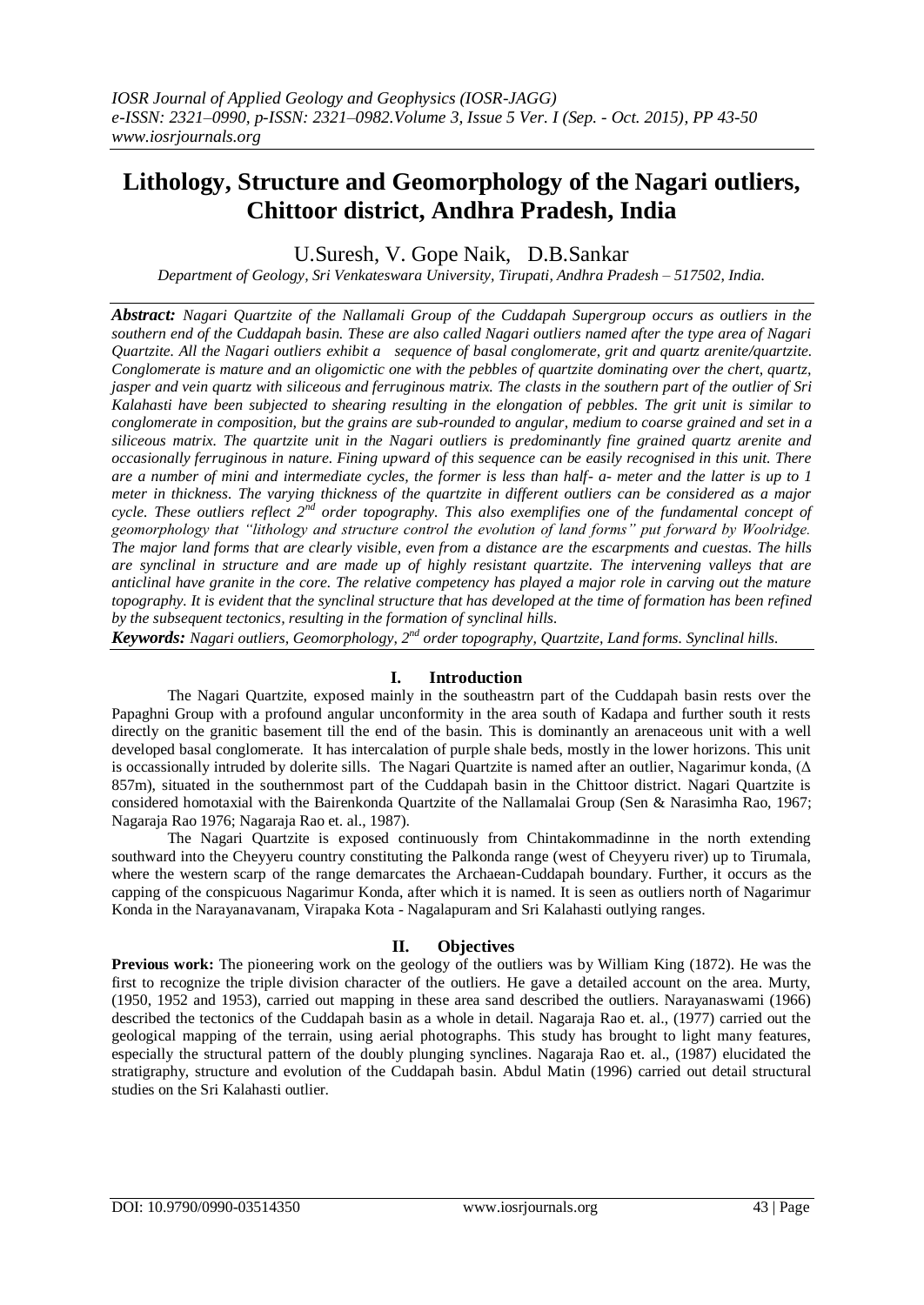# Lithology, Structure and Geomorphology of the Nagari outliers, Chittoor district, Andhra Pradesh, India

U.Suresh, V. Gope Naik, D.B.Sankar

*Department of Geology, Sri Venkateswara University, Tirupati, Andhra Pradesh – 517502, India.*

***Abstract:*** *Nagari Quartzite of the Nallamali Group of the Cuddapah Supergroup occurs as outliers in the southern end of the Cuddapah basin. These are also called Nagari outliers named after the type area of Nagari Quartzite. All the Nagari outliers exhibit a sequence of basal conglomerate, grit and quartz arenite/quartzite. Conglomerate is mature and an oligomictic one with the pebbles of quartzite dominating over the chert, quartz, jasper and vein quartz with siliceous and ferruginous matrix. The clasts in the southern part of the outlier of Sri Kalahasti have been subjected to shearing resulting in the elongation of pebbles. The grit unit is similar to conglomerate in composition, but the grains are sub-rounded to angular, medium to coarse grained and set in a siliceous matrix. The quartzite unit in the Nagari outliers is predominantly fine grained quartz arenite and occasionally ferruginous in nature. Fining upward of this sequence can be easily recognised in this unit. There are a number of mini and intermediate cycles, the former is less than half- a- meter and the latter is up to 1 meter in thickness. The varying thickness of the quartzite in different outliers can be considered as a major cycle. These outliers reflect 2nd order topography. This also exemplifies one of the fundamental concept of geomorphology that "lithology and structure control the evolution of land forms" put forward by Woolridge. The major land forms that are clearly visible, even from a distance are the escarpments and cuestas. The hills are synclinal in structure and are made up of highly resistant quartzite. The intervening valleys that are anticlinal have granite in the core. The relative competency has played a major role in carving out the mature topography. It is evident that the synclinal structure that has developed at the time of formation has been refined by the subsequent tectonics, resulting in the formation of synclinal hills.*

***Keywords:*** *Nagari outliers, Geomorphology, 2nd order topography, Quartzite, Land forms. Synclinal hills.*

## I. Introduction

The Nagari Quartzite, exposed mainly in the southeastrn part of the Cuddapah basin rests over the Papaghni Group with a profound angular unconformity in the area south of Kadapa and further south it rests directly on the granitic basement till the end of the basin. This is dominantly an arenaceous unit with a well developed basal conglomerate. It has intercalation of purple shale beds, mostly in the lower horizons. This unit is occassionally intruded by dolerite sills. The Nagari Quartzite is named after an outlier, Nagarimur konda, (Δ 857m), situated in the southernmost part of the Cuddapah basin in the Chittoor district. Nagari Quartzite is considered homotaxial with the Bairenkonda Quartzite of the Nallamalai Group (Sen & Narasimha Rao, 1967; Nagaraja Rao 1976; Nagaraja Rao et. al., 1987).

The Nagari Quartzite is exposed continuously from Chintakommadinne in the north extending southward into the Cheyyeru country constituting the Palkonda range (west of Cheyyeru river) up to Tirumala, where the western scarp of the range demarcates the Archaean-Cuddapah boundary. Further, it occurs as the capping of the conspicuous Nagarimur Konda, after which it is named. It is seen as outliers north of Nagarimur Konda in the Narayanavanam, Virapaka Kota - Nagalapuram and Sri Kalahasti outlying ranges.

## II. Objectives

**Previous work:** The pioneering work on the geology of the outliers was by William King (1872). He was the first to recognize the triple division character of the outliers. He gave a detailed account on the area. Murty, (1950, 1952 and 1953), carried out mapping in these area sand described the outliers. Narayanaswami (1966) described the tectonics of the Cuddapah basin as a whole in detail. Nagaraja Rao et. al., (1977) carried out the geological mapping of the terrain, using aerial photographs. This study has brought to light many features, especially the structural pattern of the doubly plunging synclines. Nagaraja Rao et. al., (1987) elucidated the stratigraphy, structure and evolution of the Cuddapah basin. Abdul Matin (1996) carried out detail structural studies on the Sri Kalahasti outlier.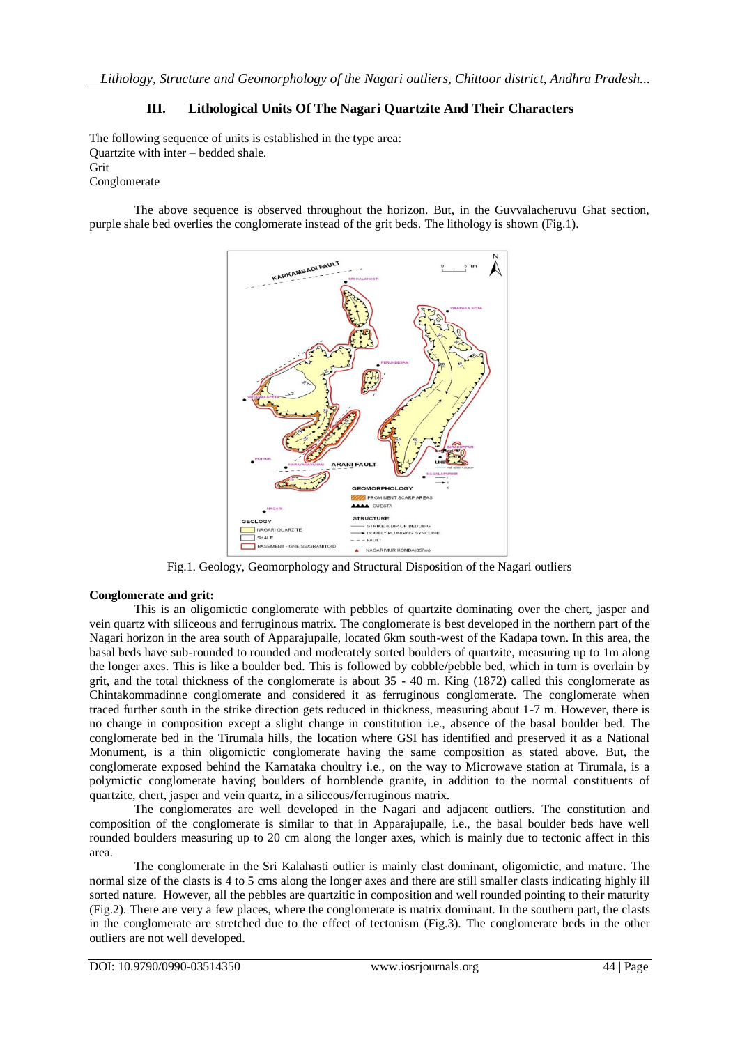## III. Lithological Units Of The Nagari Quartzite And Their Characters

The following sequence of units is established in the type area:
Quartzite with inter – bedded shale.
Grit
Conglomerate

The above sequence is observed throughout the horizon. But, in the Guvvalacheruvu Ghat section, purple shale bed overlies the conglomerate instead of the grit beds. The lithology is shown (Fig.1).

Fig.1. Geology, Geomorphology and Structural Disposition of the Nagari outliers

**Conglomerate and grit:**

This is an oligomictic conglomerate with pebbles of quartzite dominating over the chert, jasper and vein quartz with siliceous and ferruginous matrix. The conglomerate is best developed in the northern part of the Nagari horizon in the area south of Apparajupalle, located 6km south-west of the Kadapa town. In this area, the basal beds have sub-rounded to rounded and moderately sorted boulders of quartzite, measuring up to 1m along the longer axes. This is like a boulder bed. This is followed by cobble/pebble bed, which in turn is overlain by grit, and the total thickness of the conglomerate is about 35 - 40 m. King (1872) called this conglomerate as Chintakommadinne conglomerate and considered it as ferruginous conglomerate. The conglomerate when traced further south in the strike direction gets reduced in thickness, measuring about 1-7 m. However, there is no change in composition except a slight change in constitution i.e., absence of the basal boulder bed. The conglomerate bed in the Tirumala hills, the location where GSI has identified and preserved it as a National Monument, is a thin oligomictic conglomerate having the same composition as stated above. But, the conglomerate exposed behind the Karnataka choultry i.e., on the way to Microwave station at Tirumala, is a polymictic conglomerate having boulders of hornblende granite, in addition to the normal constituents of quartzite, chert, jasper and vein quartz, in a siliceous/ferruginous matrix.

The conglomerates are well developed in the Nagari and adjacent outliers. The constitution and composition of the conglomerate is similar to that in Apparajupalle, i.e., the basal boulder beds have well rounded boulders measuring up to 20 cm along the longer axes, which is mainly due to tectonic affect in this area.

The conglomerate in the Sri Kalahasti outlier is mainly clast dominant, oligomictic, and mature. The normal size of the clasts is 4 to 5 cms along the longer axes and there are still smaller clasts indicating highly ill sorted nature. However, all the pebbles are quartzitic in composition and well rounded pointing to their maturity (Fig.2). There are very a few places, where the conglomerate is matrix dominant. In the southern part, the clasts in the conglomerate are stretched due to the effect of tectonism (Fig.3). The conglomerate beds in the other outliers are not well developed.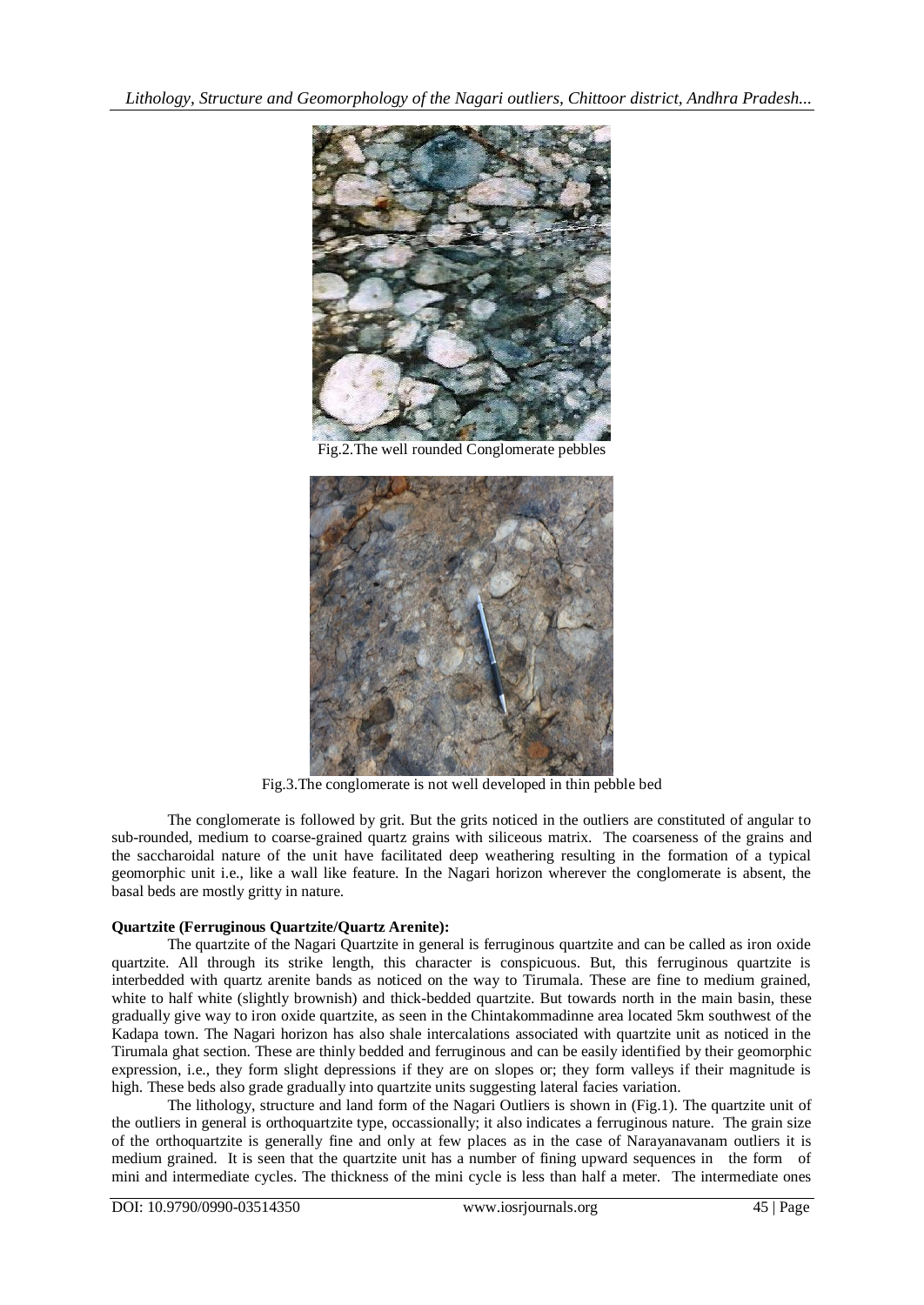Fig.2.The well rounded Conglomerate pebbles

Fig.3.The conglomerate is not well developed in thin pebble bed

The conglomerate is followed by grit. But the grits noticed in the outliers are constituted of angular to sub-rounded, medium to coarse-grained quartz grains with siliceous matrix. The coarseness of the grains and the saccharoidal nature of the unit have facilitated deep weathering resulting in the formation of a typical geomorphic unit i.e., like a wall like feature. In the Nagari horizon wherever the conglomerate is absent, the basal beds are mostly gritty in nature.

**Quartzite (Ferruginous Quartzite/Quartz Arenite):**

The quartzite of the Nagari Quartzite in general is ferruginous quartzite and can be called as iron oxide quartzite. All through its strike length, this character is conspicuous. But, this ferruginous quartzite is interbedded with quartz arenite bands as noticed on the way to Tirumala. These are fine to medium grained, white to half white (slightly brownish) and thick-bedded quartzite. But towards north in the main basin, these gradually give way to iron oxide quartzite, as seen in the Chintakommadinne area located 5km southwest of the Kadapa town. The Nagari horizon has also shale intercalations associated with quartzite unit as noticed in the Tirumala ghat section. These are thinly bedded and ferruginous and can be easily identified by their geomorphic expression, i.e., they form slight depressions if they are on slopes or; they form valleys if their magnitude is high. These beds also grade gradually into quartzite units suggesting lateral facies variation.

The lithology, structure and land form of the Nagari Outliers is shown in (Fig.1). The quartzite unit of the outliers in general is orthoquartzite type, occassionally; it also indicates a ferruginous nature. The grain size of the orthoquartzite is generally fine and only at few places as in the case of Narayanavanam outliers it is medium grained. It is seen that the quartzite unit has a number of fining upward sequences in the form of mini and intermediate cycles. The thickness of the mini cycle is less than half a meter. The intermediate ones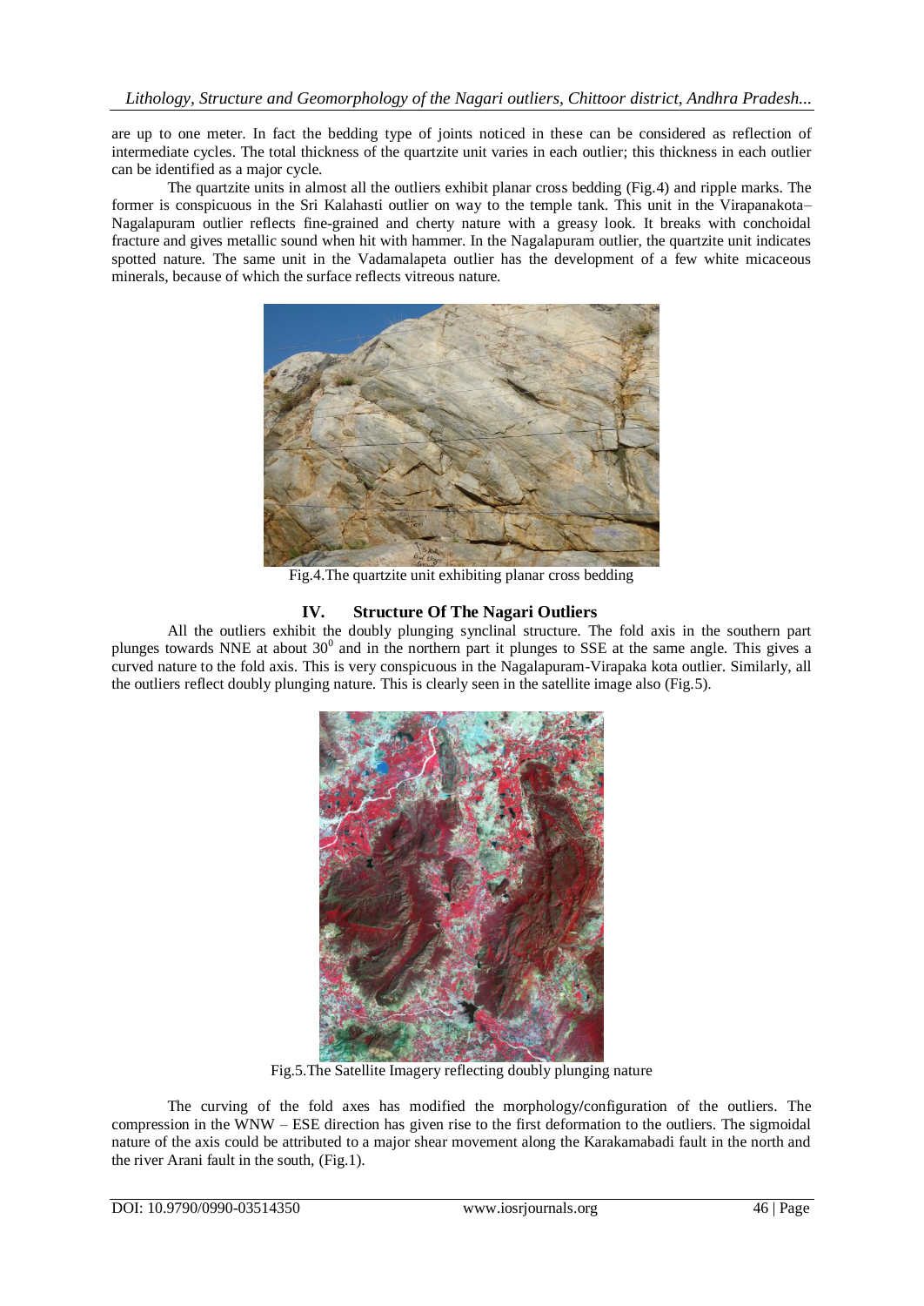are up to one meter. In fact the bedding type of joints noticed in these can be considered as reflection of intermediate cycles. The total thickness of the quartzite unit varies in each outlier; this thickness in each outlier can be identified as a major cycle.

The quartzite units in almost all the outliers exhibit planar cross bedding (Fig.4) and ripple marks. The former is conspicuous in the Sri Kalahasti outlier on way to the temple tank. This unit in the Virapanakota–Nagalapuram outlier reflects fine-grained and cherty nature with a greasy look. It breaks with conchoidal fracture and gives metallic sound when hit with hammer. In the Nagalapuram outlier, the quartzite unit indicates spotted nature. The same unit in the Vadamalapeta outlier has the development of a few white micaceous minerals, because of which the surface reflects vitreous nature.

Fig.4.The quartzite unit exhibiting planar cross bedding

## IV. Structure Of The Nagari Outliers

All the outliers exhibit the doubly plunging synclinal structure. The fold axis in the southern part plunges towards NNE at about $30^0$ and in the northern part it plunges to SSE at the same angle. This gives a curved nature to the fold axis. This is very conspicuous in the Nagalapuram-Virapaka kota outlier. Similarly, all the outliers reflect doubly plunging nature. This is clearly seen in the satellite image also (Fig.5).

Fig.5.The Satellite Imagery reflecting doubly plunging nature

The curving of the fold axes has modified the morphology/configuration of the outliers. The compression in the WNW – ESE direction has given rise to the first deformation to the outliers. The sigmoidal nature of the axis could be attributed to a major shear movement along the Karakamabadi fault in the north and the river Arani fault in the south, (Fig.1).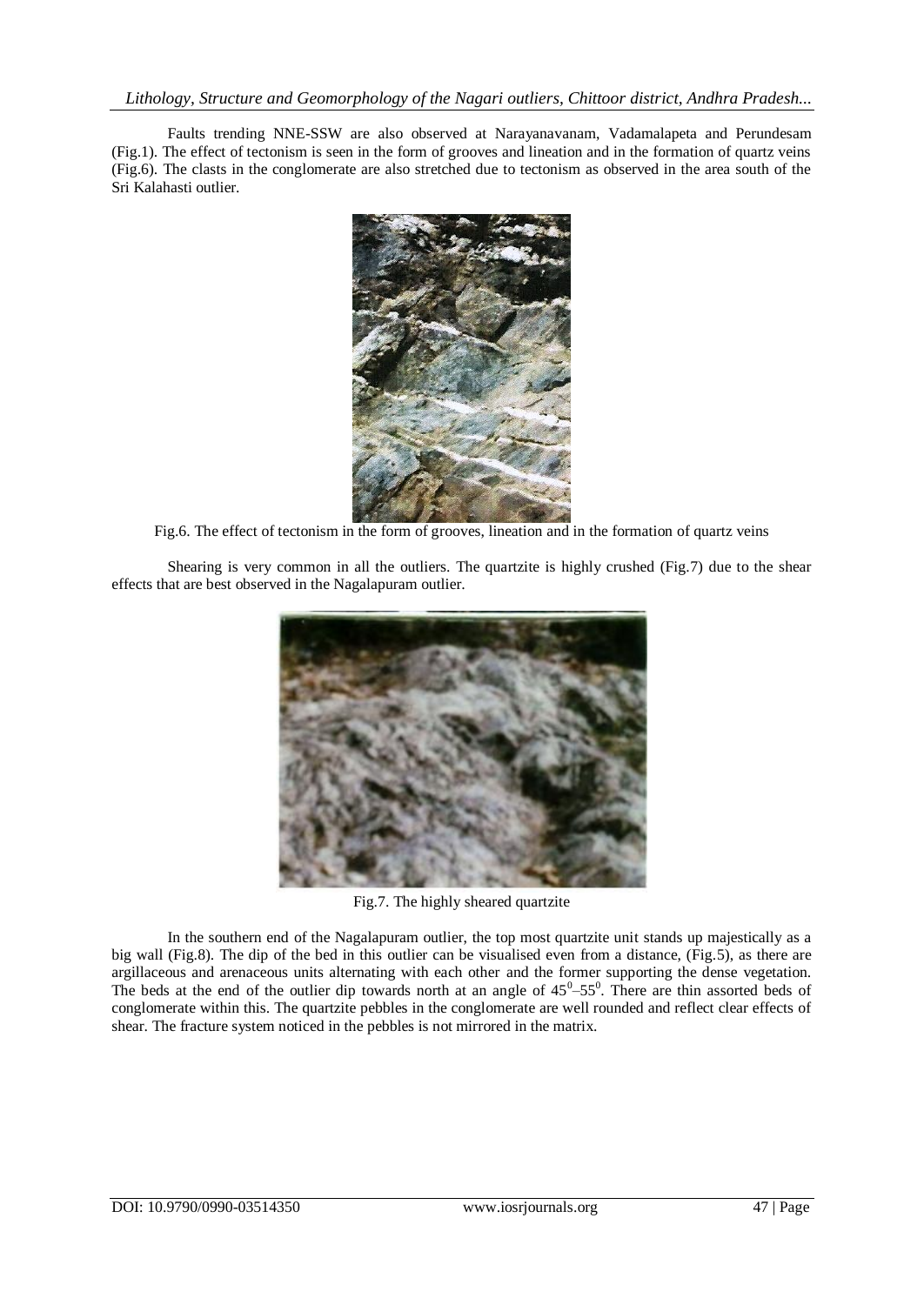Faults trending NNE-SSW are also observed at Narayanavanam, Vadamalapeta and Perundesam (Fig.1). The effect of tectonism is seen in the form of grooves and lineation and in the formation of quartz veins (Fig.6). The clasts in the conglomerate are also stretched due to tectonism as observed in the area south of the Sri Kalahasti outlier.

Fig.6. The effect of tectonism in the form of grooves, lineation and in the formation of quartz veins

Shearing is very common in all the outliers. The quartzite is highly crushed (Fig.7) due to the shear effects that are best observed in the Nagalapuram outlier.

Fig.7. The highly sheared quartzite

In the southern end of the Nagalapuram outlier, the top most quartzite unit stands up majestically as a big wall (Fig.8). The dip of the bed in this outlier can be visualised even from a distance, (Fig.5), as there are argillaceous and arenaceous units alternating with each other and the former supporting the dense vegetation. The beds at the end of the outlier dip towards north at an angle of $45^0$–$55^0$. There are thin assorted beds of conglomerate within this. The quartzite pebbles in the conglomerate are well rounded and reflect clear effects of shear. The fracture system noticed in the pebbles is not mirrored in the matrix.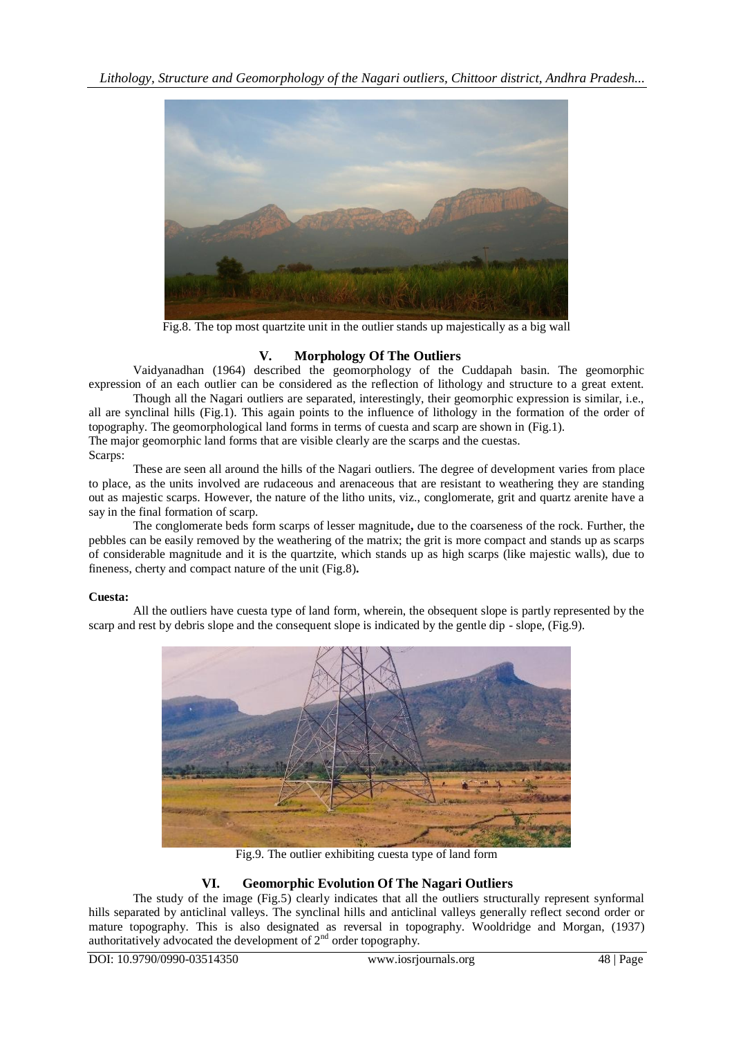Fig.8. The top most quartzite unit in the outlier stands up majestically as a big wall

## V. Morphology Of The Outliers

Vaidyanadhan (1964) described the geomorphology of the Cuddapah basin. The geomorphic expression of an each outlier can be considered as the reflection of lithology and structure to a great extent.

Though all the Nagari outliers are separated, interestingly, their geomorphic expression is similar, i.e., all are synclinal hills (Fig.1). This again points to the influence of lithology in the formation of the order of topography. The geomorphological land forms in terms of cuesta and scarp are shown in (Fig.1).

The major geomorphic land forms that are visible clearly are the scarps and the cuestas.

Scarps:

These are seen all around the hills of the Nagari outliers. The degree of development varies from place to place, as the units involved are rudaceous and arenaceous that are resistant to weathering they are standing out as majestic scarps. However, the nature of the litho units, viz., conglomerate, grit and quartz arenite have a say in the final formation of scarp.

The conglomerate beds form scarps of lesser magnitude**,** due to the coarseness of the rock. Further, the pebbles can be easily removed by the weathering of the matrix; the grit is more compact and stands up as scarps of considerable magnitude and it is the quartzite, which stands up as high scarps (like majestic walls), due to fineness, cherty and compact nature of the unit (Fig.8)**.**

**Cuesta:**

All the outliers have cuesta type of land form, wherein, the obsequent slope is partly represented by the scarp and rest by debris slope and the consequent slope is indicated by the gentle dip - slope, (Fig.9).

Fig.9. The outlier exhibiting cuesta type of land form

## VI. Geomorphic Evolution Of The Nagari Outliers

The study of the image (Fig.5) clearly indicates that all the outliers structurally represent synformal hills separated by anticlinal valleys. The synclinal hills and anticlinal valleys generally reflect second order or mature topography. This is also designated as reversal in topography. Wooldridge and Morgan, (1937) authoritatively advocated the development of 2nd order topography.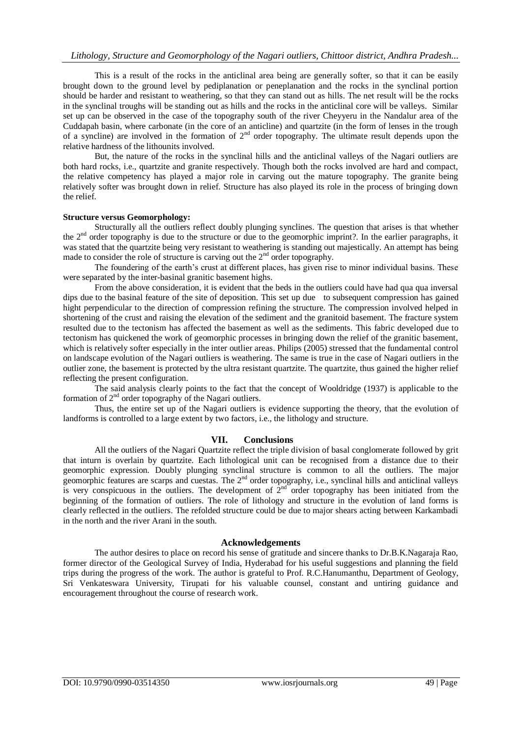This is a result of the rocks in the anticlinal area being are generally softer, so that it can be easily brought down to the ground level by pediplanation or peneplanation and the rocks in the synclinal portion should be harder and resistant to weathering, so that they can stand out as hills. The net result will be the rocks in the synclinal troughs will be standing out as hills and the rocks in the anticlinal core will be valleys. Similar set up can be observed in the case of the topography south of the river Cheyyeru in the Nandalur area of the Cuddapah basin, where carbonate (in the core of an anticline) and quartzite (in the form of lenses in the trough of a syncline) are involved in the formation of 2[nd] order topography. The ultimate result depends upon the relative hardness of the lithounits involved.

But, the nature of the rocks in the synclinal hills and the anticlinal valleys of the Nagari outliers are both hard rocks, i.e., quartzite and granite respectively. Though both the rocks involved are hard and compact, the relative competency has played a major role in carving out the mature topography. The granite being relatively softer was brought down in relief. Structure has also played its role in the process of bringing down the relief.

**Structure versus Geomorphology:**

Structurally all the outliers reflect doubly plunging synclines. The question that arises is that whether the 2[nd] order topography is due to the structure or due to the geomorphic imprint?. In the earlier paragraphs, it was stated that the quartzite being very resistant to weathering is standing out majestically. An attempt has being made to consider the role of structure is carving out the 2[nd] order topography.

The foundering of the earth's crust at different places, has given rise to minor individual basins. These were separated by the inter-basinal granitic basement highs.

From the above consideration, it is evident that the beds in the outliers could have had qua qua inversal dips due to the basinal feature of the site of deposition. This set up due to subsequent compression has gained hight perpendicular to the direction of compression refining the structure. The compression involved helped in shortening of the crust and raising the elevation of the sediment and the granitoid basement. The fracture system resulted due to the tectonism has affected the basement as well as the sediments. This fabric developed due to tectonism has quickened the work of geomorphic processes in bringing down the relief of the granitic basement, which is relatively softer especially in the inter outlier areas. Philips (2005) stressed that the fundamental control on landscape evolution of the Nagari outliers is weathering. The same is true in the case of Nagari outliers in the outlier zone, the basement is protected by the ultra resistant quartzite. The quartzite, thus gained the higher relief reflecting the present configuration.

The said analysis clearly points to the fact that the concept of Wooldridge (1937) is applicable to the formation of 2[nd] order topography of the Nagari outliers.

Thus, the entire set up of the Nagari outliers is evidence supporting the theory, that the evolution of landforms is controlled to a large extent by two factors, i.e., the lithology and structure.

## VII. Conclusions

All the outliers of the Nagari Quartzite reflect the triple division of basal conglomerate followed by grit that inturn is overlain by quartzite. Each lithological unit can be recognised from a distance due to their geomorphic expression. Doubly plunging synclinal structure is common to all the outliers. The major geomorphic features are scarps and cuestas. The 2[nd] order topography, i.e., synclinal hills and anticlinal valleys is very conspicuous in the outliers. The development of 2[nd] order topography has been initiated from the beginning of the formation of outliers. The role of lithology and structure in the evolution of land forms is clearly reflected in the outliers. The refolded structure could be due to major shears acting between Karkambadi in the north and the river Arani in the south.

## Acknowledgements

The author desires to place on record his sense of gratitude and sincere thanks to Dr.B.K.Nagaraja Rao, former director of the Geological Survey of India, Hyderabad for his useful suggestions and planning the field trips during the progress of the work. The author is grateful to Prof. R.C.Hanumanthu, Department of Geology, Sri Venkateswara University, Tirupati for his valuable counsel, constant and untiring guidance and encouragement throughout the course of research work.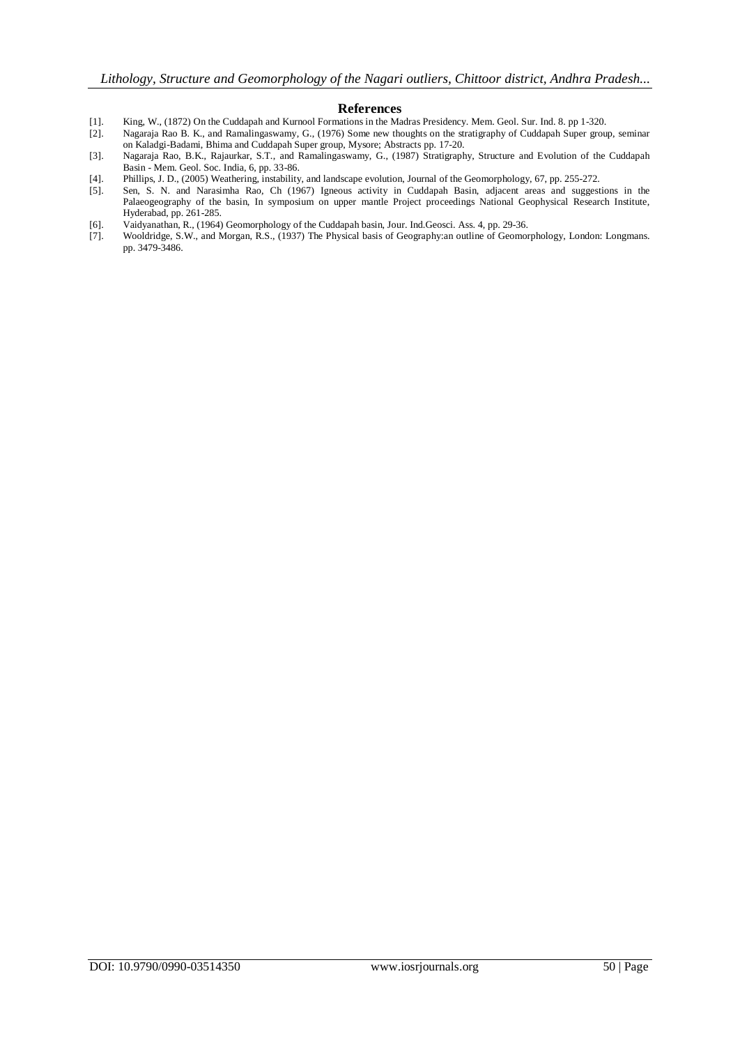## References

[1]. King, W., (1872) On the Cuddapah and Kurnool Formations in the Madras Presidency. Mem. Geol. Sur. Ind. 8. pp 1-320.

[2]. Nagaraja Rao B. K., and Ramalingaswamy, G., (1976) Some new thoughts on the stratigraphy of Cuddapah Super group, seminar on Kaladgi-Badami, Bhima and Cuddapah Super group, Mysore; Abstracts pp. 17-20.

[3]. Nagaraja Rao, B.K., Rajaurkar, S.T., and Ramalingaswamy, G., (1987) Stratigraphy, Structure and Evolution of the Cuddapah Basin - Mem. Geol. Soc. India, 6, pp. 33-86.

[4]. Phillips, J. D., (2005) Weathering, instability, and landscape evolution, Journal of the Geomorphology, 67, pp. 255-272.

[5]. Sen, S. N. and Narasimha Rao, Ch (1967) Igneous activity in Cuddapah Basin, adjacent areas and suggestions in the Palaeogeography of the basin, In symposium on upper mantle Project proceedings National Geophysical Research Institute, Hyderabad, pp. 261-285.

[6]. Vaidyanathan, R., (1964) Geomorphology of the Cuddapah basin, Jour. Ind.Geosci. Ass. 4, pp. 29-36.

[7]. Wooldridge, S.W., and Morgan, R.S., (1937) The Physical basis of Geography:an outline of Geomorphology, London: Longmans. pp. 3479-3486.